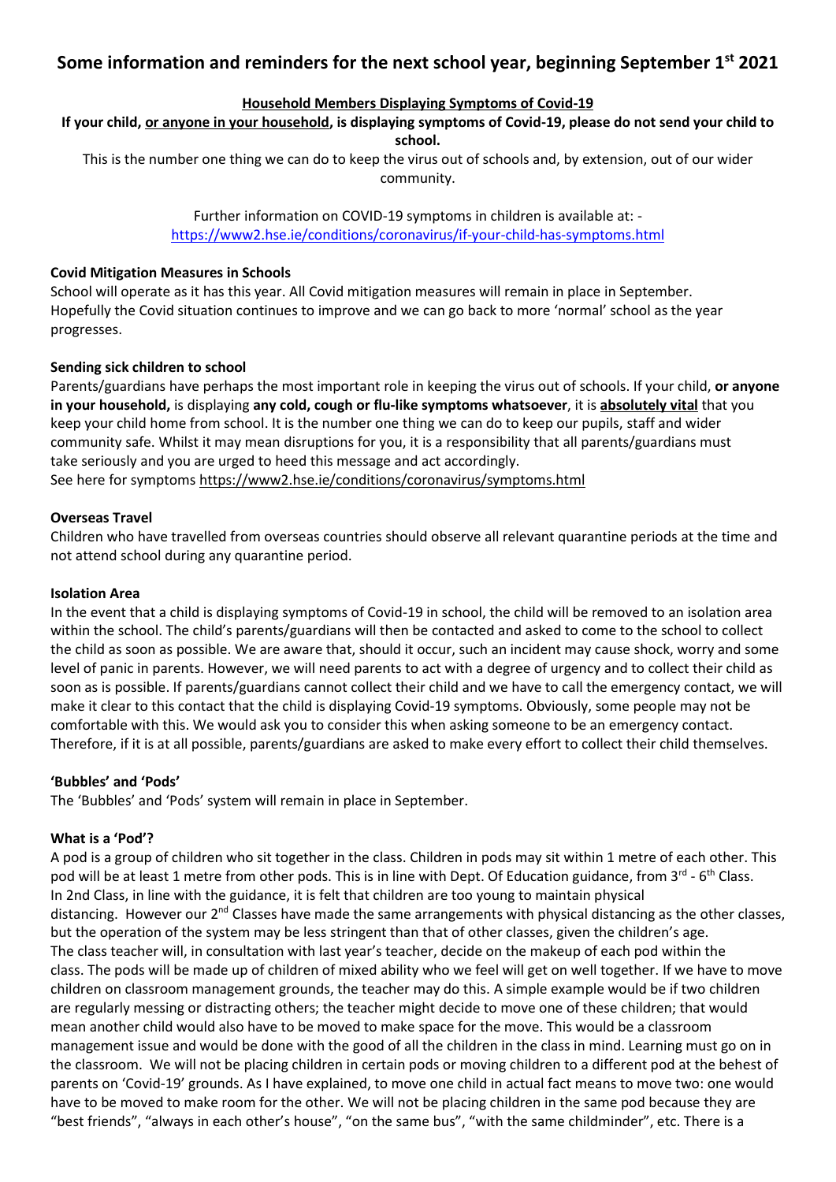# Some information and reminders for the next school year, beginning September 1st 2021

**Household Members Displaying Symptoms of Covid-19**

**If your child, or anyone in your household, is displaying symptoms of Covid-19, please do not send your child to school.**

This is the number one thing we can do to keep the virus out of schools and, by extension, out of our wider community.

Further information on COVID-19 symptoms in children is available at: - https://www2.hse.ie/conditions/coronavirus/if-your-child-has-symptoms.html

**Covid Mitigation Measures in Schools**

School will operate as it has this year. All Covid mitigation measures will remain in place in September. Hopefully the Covid situation continues to improve and we can go back to more 'normal' school as the year progresses.

**Sending sick children to school**

Parents/guardians have perhaps the most important role in keeping the virus out of schools. If your child, **or anyone in your household,** is displaying **any cold, cough or flu-like symptoms whatsoever**, it is **absolutely vital** that you keep your child home from school. It is the number one thing we can do to keep our pupils, staff and wider community safe. Whilst it may mean disruptions for you, it is a responsibility that all parents/guardians must take seriously and you are urged to heed this message and act accordingly.
See here for symptoms https://www2.hse.ie/conditions/coronavirus/symptoms.html

**Overseas Travel**

Children who have travelled from overseas countries should observe all relevant quarantine periods at the time and not attend school during any quarantine period.

**Isolation Area**

In the event that a child is displaying symptoms of Covid-19 in school, the child will be removed to an isolation area within the school. The child's parents/guardians will then be contacted and asked to come to the school to collect the child as soon as possible. We are aware that, should it occur, such an incident may cause shock, worry and some level of panic in parents. However, we will need parents to act with a degree of urgency and to collect their child as soon as is possible. If parents/guardians cannot collect their child and we have to call the emergency contact, we will make it clear to this contact that the child is displaying Covid-19 symptoms. Obviously, some people may not be comfortable with this. We would ask you to consider this when asking someone to be an emergency contact. Therefore, if it is at all possible, parents/guardians are asked to make every effort to collect their child themselves.

**'Bubbles' and 'Pods'**

The 'Bubbles' and 'Pods' system will remain in place in September.

**What is a 'Pod'?**

A pod is a group of children who sit together in the class. Children in pods may sit within 1 metre of each other. This pod will be at least 1 metre from other pods. This is in line with Dept. Of Education guidance, from 3rd - 6th Class. In 2nd Class, in line with the guidance, it is felt that children are too young to maintain physical distancing. However our 2nd Classes have made the same arrangements with physical distancing as the other classes, but the operation of the system may be less stringent than that of other classes, given the children's age.
The class teacher will, in consultation with last year's teacher, decide on the makeup of each pod within the class. The pods will be made up of children of mixed ability who we feel will get on well together. If we have to move children on classroom management grounds, the teacher may do this. A simple example would be if two children are regularly messing or distracting others; the teacher might decide to move one of these children; that would mean another child would also have to be moved to make space for the move. This would be a classroom management issue and would be done with the good of all the children in the class in mind. Learning must go on in the classroom. We will not be placing children in certain pods or moving children to a different pod at the behest of parents on 'Covid-19' grounds. As I have explained, to move one child in actual fact means to move two: one would have to be moved to make room for the other. We will not be placing children in the same pod because they are "best friends", "always in each other's house", "on the same bus", "with the same childminder", etc. There is a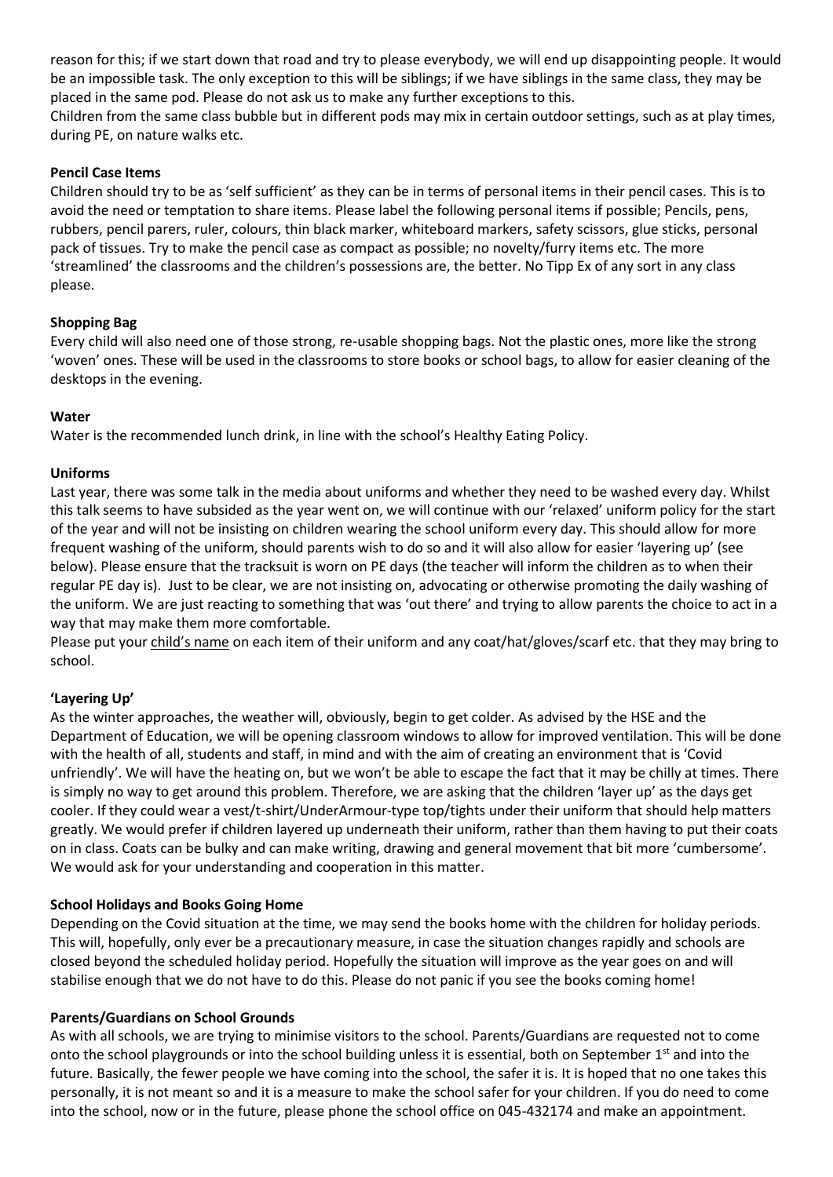reason for this; if we start down that road and try to please everybody, we will end up disappointing people. It would be an impossible task. The only exception to this will be siblings; if we have siblings in the same class, they may be placed in the same pod. Please do not ask us to make any further exceptions to this.

Children from the same class bubble but in different pods may mix in certain outdoor settings, such as at play times, during PE, on nature walks etc.

**Pencil Case Items**

Children should try to be as 'self sufficient' as they can be in terms of personal items in their pencil cases. This is to avoid the need or temptation to share items. Please label the following personal items if possible; Pencils, pens, rubbers, pencil parers, ruler, colours, thin black marker, whiteboard markers, safety scissors, glue sticks, personal pack of tissues. Try to make the pencil case as compact as possible; no novelty/furry items etc. The more 'streamlined' the classrooms and the children's possessions are, the better. No Tipp Ex of any sort in any class please.

**Shopping Bag**

Every child will also need one of those strong, re-usable shopping bags. Not the plastic ones, more like the strong 'woven' ones. These will be used in the classrooms to store books or school bags, to allow for easier cleaning of the desktops in the evening.

**Water**

Water is the recommended lunch drink, in line with the school's Healthy Eating Policy.

**Uniforms**

Last year, there was some talk in the media about uniforms and whether they need to be washed every day. Whilst this talk seems to have subsided as the year went on, we will continue with our 'relaxed' uniform policy for the start of the year and will not be insisting on children wearing the school uniform every day. This should allow for more frequent washing of the uniform, should parents wish to do so and it will also allow for easier 'layering up' (see below). Please ensure that the tracksuit is worn on PE days (the teacher will inform the children as to when their regular PE day is). Just to be clear, we are not insisting on, advocating or otherwise promoting the daily washing of the uniform. We are just reacting to something that was 'out there' and trying to allow parents the choice to act in a way that may make them more comfortable.

Please put your <u>child's name</u> on each item of their uniform and any coat/hat/gloves/scarf etc. that they may bring to school.

**'Layering Up'**

As the winter approaches, the weather will, obviously, begin to get colder. As advised by the HSE and the Department of Education, we will be opening classroom windows to allow for improved ventilation. This will be done with the health of all, students and staff, in mind and with the aim of creating an environment that is 'Covid unfriendly'. We will have the heating on, but we won't be able to escape the fact that it may be chilly at times. There is simply no way to get around this problem. Therefore, we are asking that the children 'layer up' as the days get cooler. If they could wear a vest/t-shirt/UnderArmour-type top/tights under their uniform that should help matters greatly. We would prefer if children layered up underneath their uniform, rather than them having to put their coats on in class. Coats can be bulky and can make writing, drawing and general movement that bit more 'cumbersome'. We would ask for your understanding and cooperation in this matter.

**School Holidays and Books Going Home**

Depending on the Covid situation at the time, we may send the books home with the children for holiday periods. This will, hopefully, only ever be a precautionary measure, in case the situation changes rapidly and schools are closed beyond the scheduled holiday period. Hopefully the situation will improve as the year goes on and will stabilise enough that we do not have to do this. Please do not panic if you see the books coming home!

**Parents/Guardians on School Grounds**

As with all schools, we are trying to minimise visitors to the school. Parents/Guardians are requested not to come onto the school playgrounds or into the school building unless it is essential, both on September 1st and into the future. Basically, the fewer people we have coming into the school, the safer it is. It is hoped that no one takes this personally, it is not meant so and it is a measure to make the school safer for your children. If you do need to come into the school, now or in the future, please phone the school office on 045-432174 and make an appointment.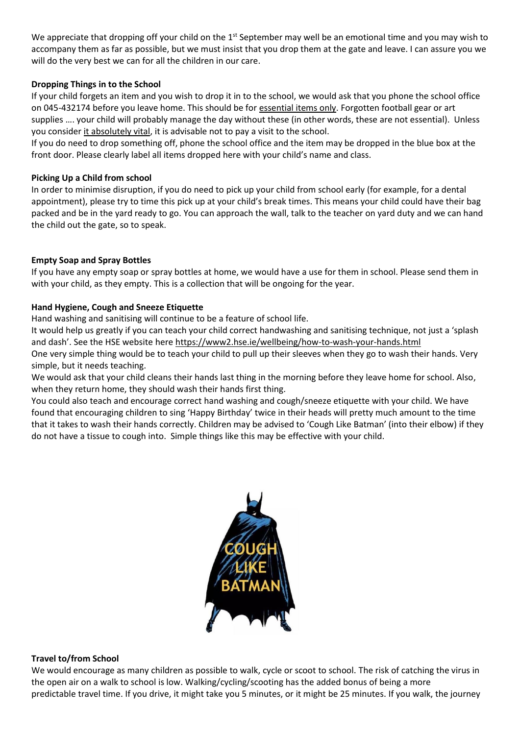We appreciate that dropping off your child on the 1st September may well be an emotional time and you may wish to accompany them as far as possible, but we must insist that you drop them at the gate and leave. I can assure you we will do the very best we can for all the children in our care.

**Dropping Things in to the School**

If your child forgets an item and you wish to drop it in to the school, we would ask that you phone the school office on 045-432174 before you leave home. This should be for essential items only. Forgotten football gear or art supplies …. your child will probably manage the day without these (in other words, these are not essential). Unless you consider it absolutely vital, it is advisable not to pay a visit to the school.

If you do need to drop something off, phone the school office and the item may be dropped in the blue box at the front door. Please clearly label all items dropped here with your child's name and class.

**Picking Up a Child from school**

In order to minimise disruption, if you do need to pick up your child from school early (for example, for a dental appointment), please try to time this pick up at your child's break times. This means your child could have their bag packed and be in the yard ready to go. You can approach the wall, talk to the teacher on yard duty and we can hand the child out the gate, so to speak.

**Empty Soap and Spray Bottles**

If you have any empty soap or spray bottles at home, we would have a use for them in school. Please send them in with your child, as they empty. This is a collection that will be ongoing for the year.

**Hand Hygiene, Cough and Sneeze Etiquette**

Hand washing and sanitising will continue to be a feature of school life.

It would help us greatly if you can teach your child correct handwashing and sanitising technique, not just a 'splash and dash'. See the HSE website here https://www2.hse.ie/wellbeing/how-to-wash-your-hands.html

One very simple thing would be to teach your child to pull up their sleeves when they go to wash their hands. Very simple, but it needs teaching.

We would ask that your child cleans their hands last thing in the morning before they leave home for school. Also, when they return home, they should wash their hands first thing.

You could also teach and encourage correct hand washing and cough/sneeze etiquette with your child. We have found that encouraging children to sing 'Happy Birthday' twice in their heads will pretty much amount to the time that it takes to wash their hands correctly. Children may be advised to 'Cough Like Batman' (into their elbow) if they do not have a tissue to cough into. Simple things like this may be effective with your child.

COUGH LIKE BATMAN

**Travel to/from School**

We would encourage as many children as possible to walk, cycle or scoot to school. The risk of catching the virus in the open air on a walk to school is low. Walking/cycling/scooting has the added bonus of being a more predictable travel time. If you drive, it might take you 5 minutes, or it might be 25 minutes. If you walk, the journey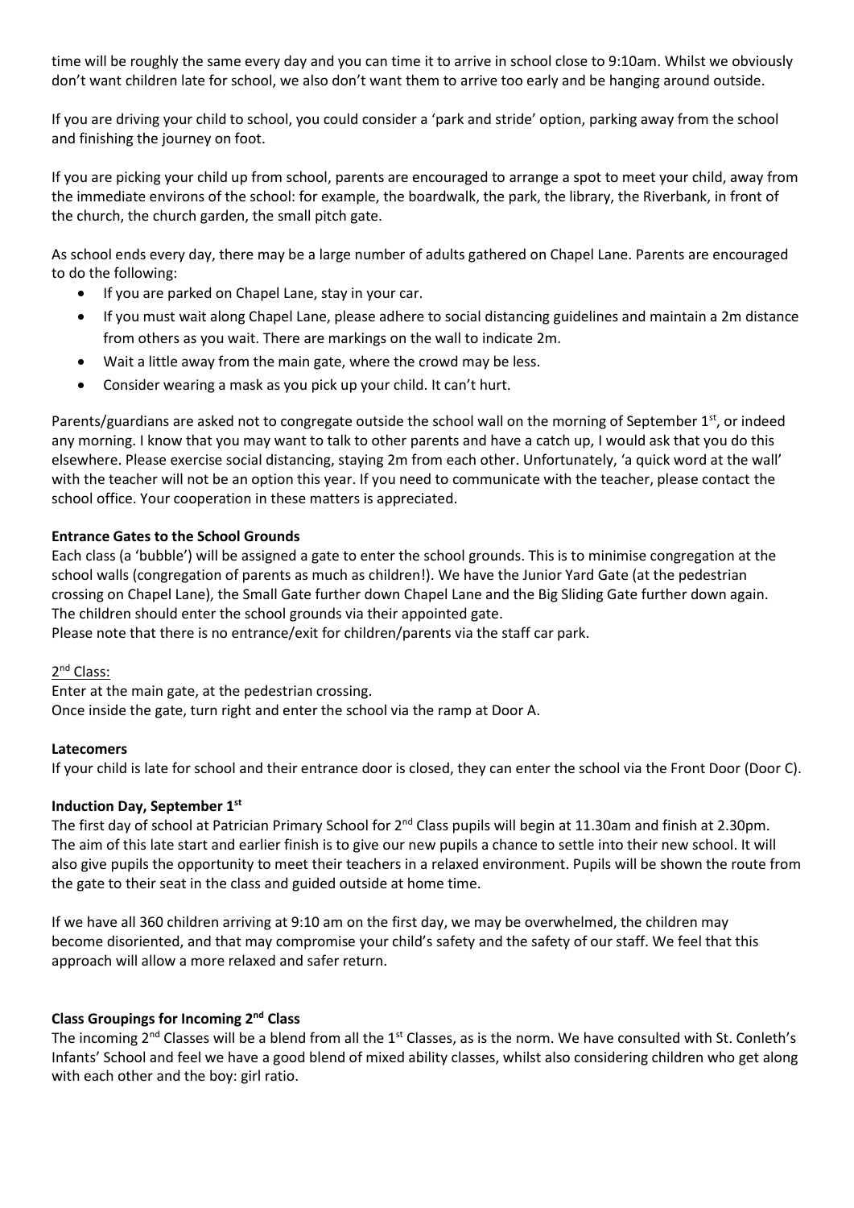time will be roughly the same every day and you can time it to arrive in school close to 9:10am. Whilst we obviously don't want children late for school, we also don't want them to arrive too early and be hanging around outside.

If you are driving your child to school, you could consider a 'park and stride' option, parking away from the school and finishing the journey on foot.

If you are picking your child up from school, parents are encouraged to arrange a spot to meet your child, away from the immediate environs of the school: for example, the boardwalk, the park, the library, the Riverbank, in front of the church, the church garden, the small pitch gate.

As school ends every day, there may be a large number of adults gathered on Chapel Lane. Parents are encouraged to do the following:

- If you are parked on Chapel Lane, stay in your car.
- If you must wait along Chapel Lane, please adhere to social distancing guidelines and maintain a 2m distance from others as you wait. There are markings on the wall to indicate 2m.
- Wait a little away from the main gate, where the crowd may be less.
- Consider wearing a mask as you pick up your child. It can't hurt.

Parents/guardians are asked not to congregate outside the school wall on the morning of September 1st, or indeed any morning. I know that you may want to talk to other parents and have a catch up, I would ask that you do this elsewhere. Please exercise social distancing, staying 2m from each other. Unfortunately, 'a quick word at the wall' with the teacher will not be an option this year. If you need to communicate with the teacher, please contact the school office. Your cooperation in these matters is appreciated.

**Entrance Gates to the School Grounds**

Each class (a 'bubble') will be assigned a gate to enter the school grounds. This is to minimise congregation at the school walls (congregation of parents as much as children!). We have the Junior Yard Gate (at the pedestrian crossing on Chapel Lane), the Small Gate further down Chapel Lane and the Big Sliding Gate further down again. The children should enter the school grounds via their appointed gate.

Please note that there is no entrance/exit for children/parents via the staff car park.

2nd Class:

Enter at the main gate, at the pedestrian crossing.

Once inside the gate, turn right and enter the school via the ramp at Door A.

**Latecomers**

If your child is late for school and their entrance door is closed, they can enter the school via the Front Door (Door C).

**Induction Day, September 1st**

The first day of school at Patrician Primary School for 2nd Class pupils will begin at 11.30am and finish at 2.30pm. The aim of this late start and earlier finish is to give our new pupils a chance to settle into their new school. It will also give pupils the opportunity to meet their teachers in a relaxed environment. Pupils will be shown the route from the gate to their seat in the class and guided outside at home time.

If we have all 360 children arriving at 9:10 am on the first day, we may be overwhelmed, the children may become disoriented, and that may compromise your child's safety and the safety of our staff. We feel that this approach will allow a more relaxed and safer return.

**Class Groupings for Incoming 2nd Class**

The incoming 2nd Classes will be a blend from all the 1st Classes, as is the norm. We have consulted with St. Conleth's Infants' School and feel we have a good blend of mixed ability classes, whilst also considering children who get along with each other and the boy: girl ratio.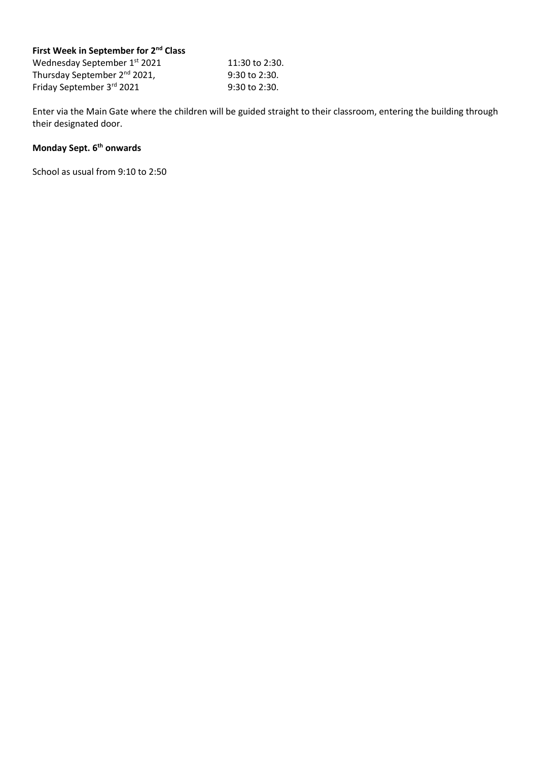**First Week in September for 2nd Class**

| | |
|---|---|
| Wednesday September 1st 2021 | 11:30 to 2:30. |
| Thursday September 2nd 2021, | 9:30 to 2:30. |
| Friday September 3rd 2021 | 9:30 to 2:30. |

Enter via the Main Gate where the children will be guided straight to their classroom, entering the building through their designated door.

**Monday Sept. 6th onwards**

School as usual from 9:10 to 2:50